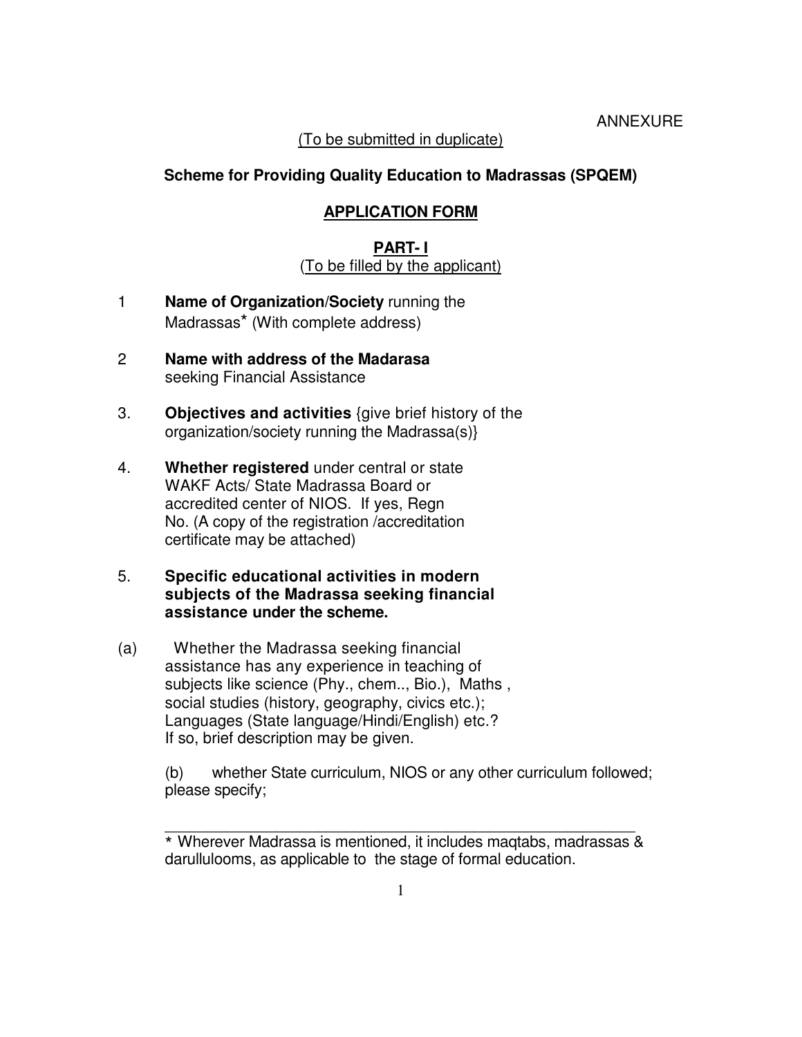ANNEXURE

(To be submitted in duplicate)

## Scheme for Providing Quality Education to Madrassas (SPQEM)

## APPLICATION FORM

### PART- I

(To be filled by the applicant)

1 **Name of Organization/Society** running the Madrassas* (With complete address)

2 **Name with address of the Madarasa** seeking Financial Assistance

3. **Objectives and activities** {give brief history of the organization/society running the Madrassa(s)}

4. **Whether registered** under central or state WAKF Acts/ State Madrassa Board or accredited center of NIOS. If yes, Regn No. (A copy of the registration /accreditation certificate may be attached)

5. **Specific educational activities in modern subjects of the Madrassa seeking financial assistance under the scheme.**

(a) Whether the Madrassa seeking financial assistance has any experience in teaching of subjects like science (Phy., chem.., Bio.), Maths , social studies (history, geography, civics etc.); Languages (State language/Hindi/English) etc.? If so, brief description may be given.

(b) whether State curriculum, NIOS or any other curriculum followed; please specify;

---

* Wherever Madrassa is mentioned, it includes maqtabs, madrassas & darullulooms, as applicable to the stage of formal education.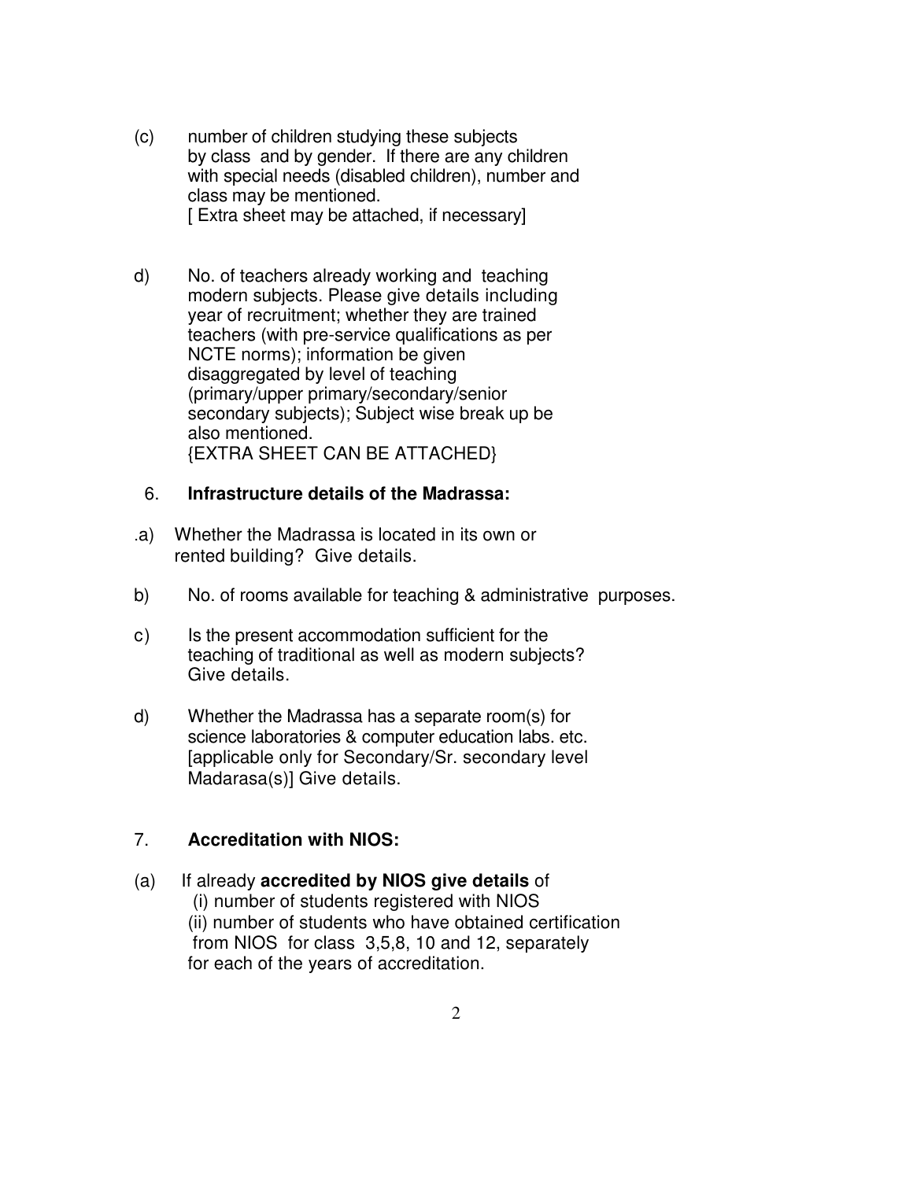(c) number of children studying these subjects by class and by gender. If there are any children with special needs (disabled children), number and class may be mentioned.
[ Extra sheet may be attached, if necessary]

d) No. of teachers already working and teaching modern subjects. Please give details including year of recruitment; whether they are trained teachers (with pre-service qualifications as per NCTE norms); information be given disaggregated by level of teaching (primary/upper primary/secondary/senior secondary subjects); Subject wise break up be also mentioned.
{EXTRA SHEET CAN BE ATTACHED}

6. **Infrastructure details of the Madrassa:**

.a) Whether the Madrassa is located in its own or rented building? Give details.

b) No. of rooms available for teaching & administrative purposes.

c) Is the present accommodation sufficient for the teaching of traditional as well as modern subjects? Give details.

d) Whether the Madrassa has a separate room(s) for science laboratories & computer education labs. etc. [applicable only for Secondary/Sr. secondary level Madarasa(s)] Give details.

7. **Accreditation with NIOS:**

(a) If already **accredited by NIOS give details** of
(i) number of students registered with NIOS
(ii) number of students who have obtained certification from NIOS for class 3,5,8, 10 and 12, separately for each of the years of accreditation.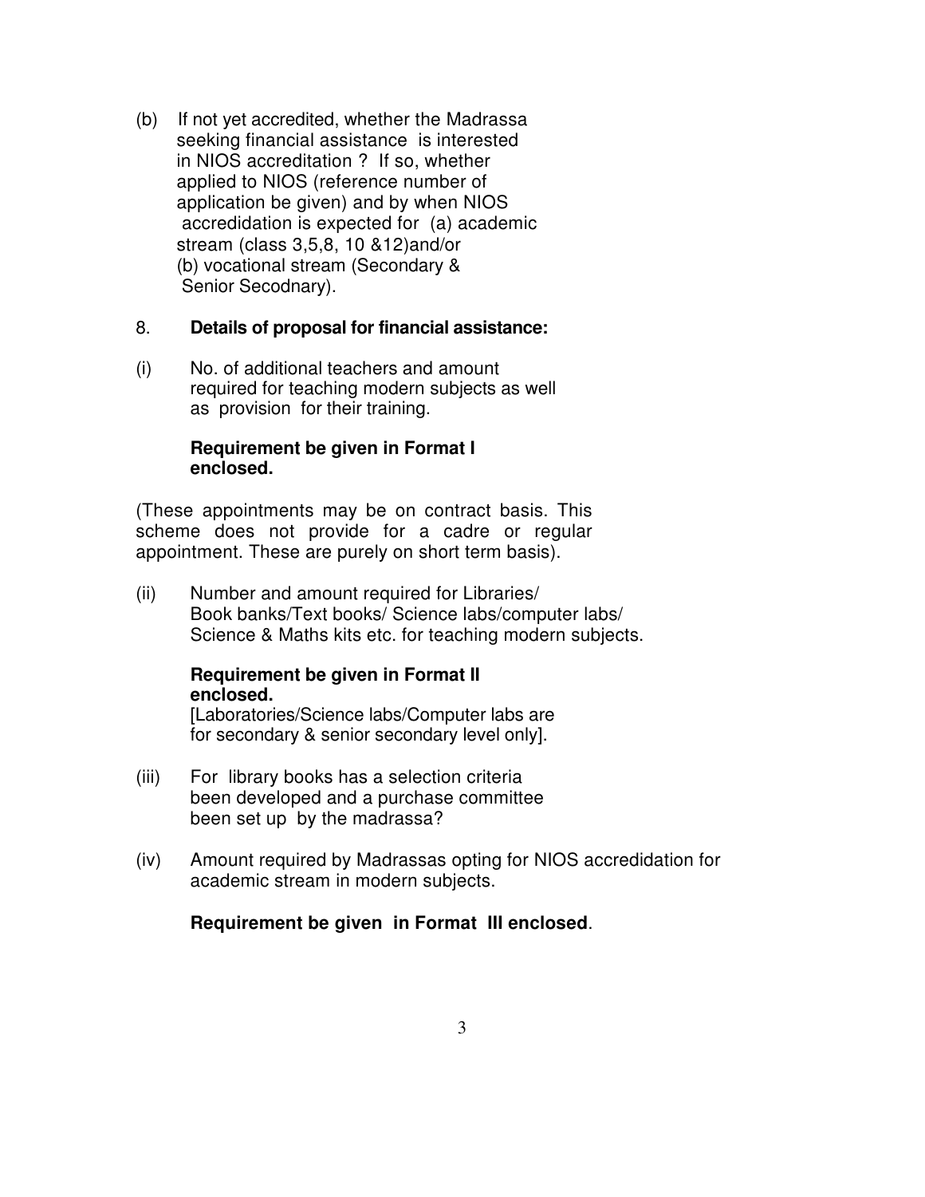(b) If not yet accredited, whether the Madrassa seeking financial assistance is interested in NIOS accreditation ? If so, whether applied to NIOS (reference number of application be given) and by when NIOS accredidation is expected for (a) academic stream (class 3,5,8, 10 &12)and/or (b) vocational stream (Secondary & Senior Secodnary).

8. **Details of proposal for financial assistance:**

(i) No. of additional teachers and amount required for teaching modern subjects as well as provision for their training.

**Requirement be given in Format I enclosed.**

(These appointments may be on contract basis. This scheme does not provide for a cadre or regular appointment. These are purely on short term basis).

(ii) Number and amount required for Libraries/ Book banks/Text books/ Science labs/computer labs/ Science & Maths kits etc. for teaching modern subjects.

**Requirement be given in Format II enclosed.**
[Laboratories/Science labs/Computer labs are for secondary & senior secondary level only].

(iii) For library books has a selection criteria been developed and a purchase committee been set up by the madrassa?

(iv) Amount required by Madrassas opting for NIOS accredidation for academic stream in modern subjects.

**Requirement be given in Format III enclosed**.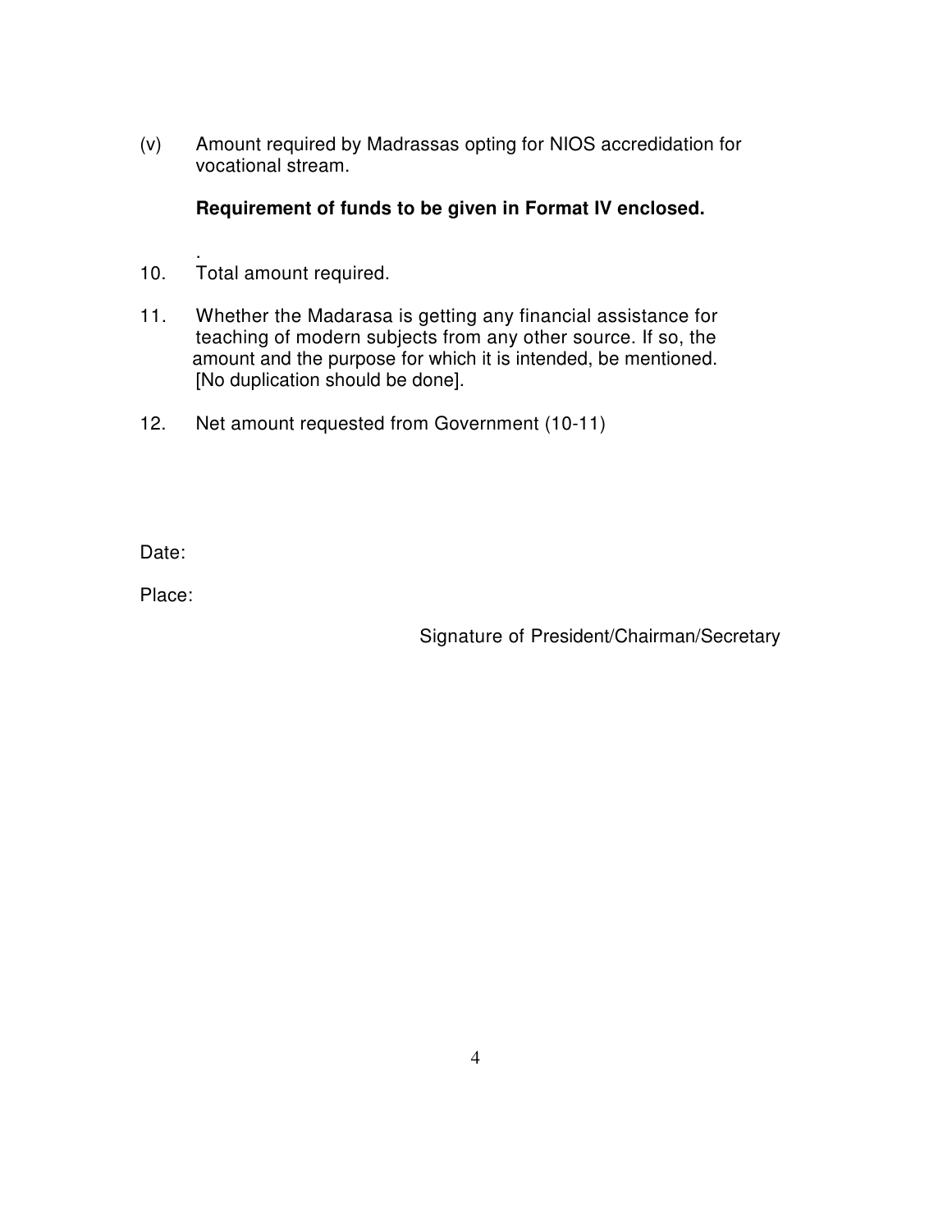(v) Amount required by Madrassas opting for NIOS accredidation for vocational stream.

**Requirement of funds to be given in Format IV enclosed.**

.

10. Total amount required.

11. Whether the Madarasa is getting any financial assistance for teaching of modern subjects from any other source. If so, the amount and the purpose for which it is intended, be mentioned. [No duplication should be done].

12. Net amount requested from Government (10-11)

Date:

Place:

Signature of President/Chairman/Secretary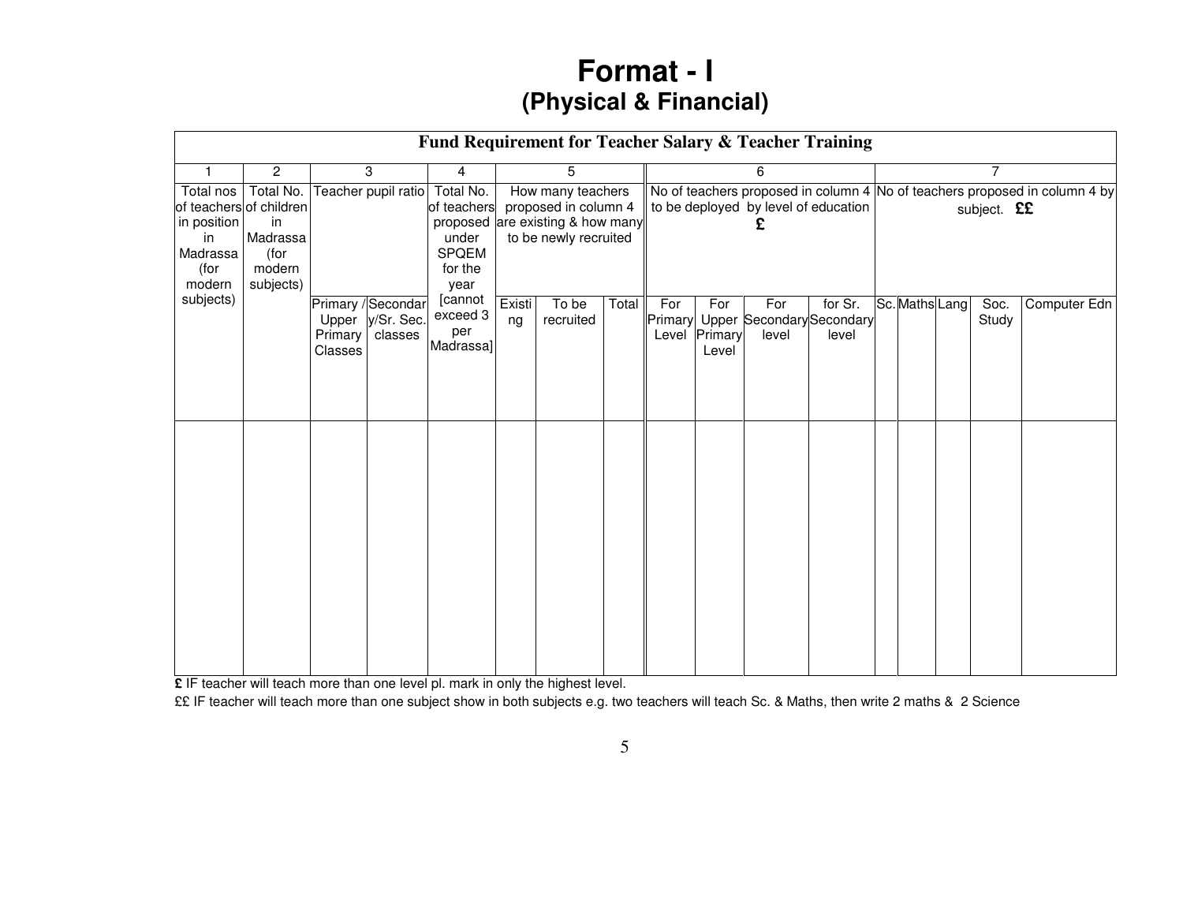# Format - I
## (Physical & Financial)

| Fund Requirement for Teacher Salary & Teacher Training | | | | | | | | | | | | | | | | | |
|---|---|---|---|---|---|---|---|---|---|---|---|---|---|---|---|---|---|
| 1 | 2 | 3 | | 4 | 5 | | | 6 | | | | 7 | | | | |
| Total nos of teachers in position in Madrassa (for modern subjects) | Total No. of children in Madrassa (for modern subjects) | Teacher pupil ratio | | Total No. of teachers proposed under SPQEM for the year [cannot exceed 3 per Madrassa] | How many teachers proposed in column 4 are existing & how many to be newly recruited | | | No of teachers proposed in column 4 to be deployed by level of education £ | | | | No of teachers proposed in column 4 by subject. ££ | | | | |
| | | Primary / Upper Primary Classes | Secondary/Sr. Sec. classes | | Existing | To be recruited | Total | For Primary Level | For Upper Primary Level | For Secondary level | for Sr. Secondary level | Sc. | Maths | Lang | Soc. Study | Computer Edn |
| | | | | | | | | | | | | | | | | |

£ IF teacher will teach more than one level pl. mark in only the highest level.

££ IF teacher will teach more than one subject show in both subjects e.g. two teachers will teach Sc. & Maths, then write 2 maths & 2 Science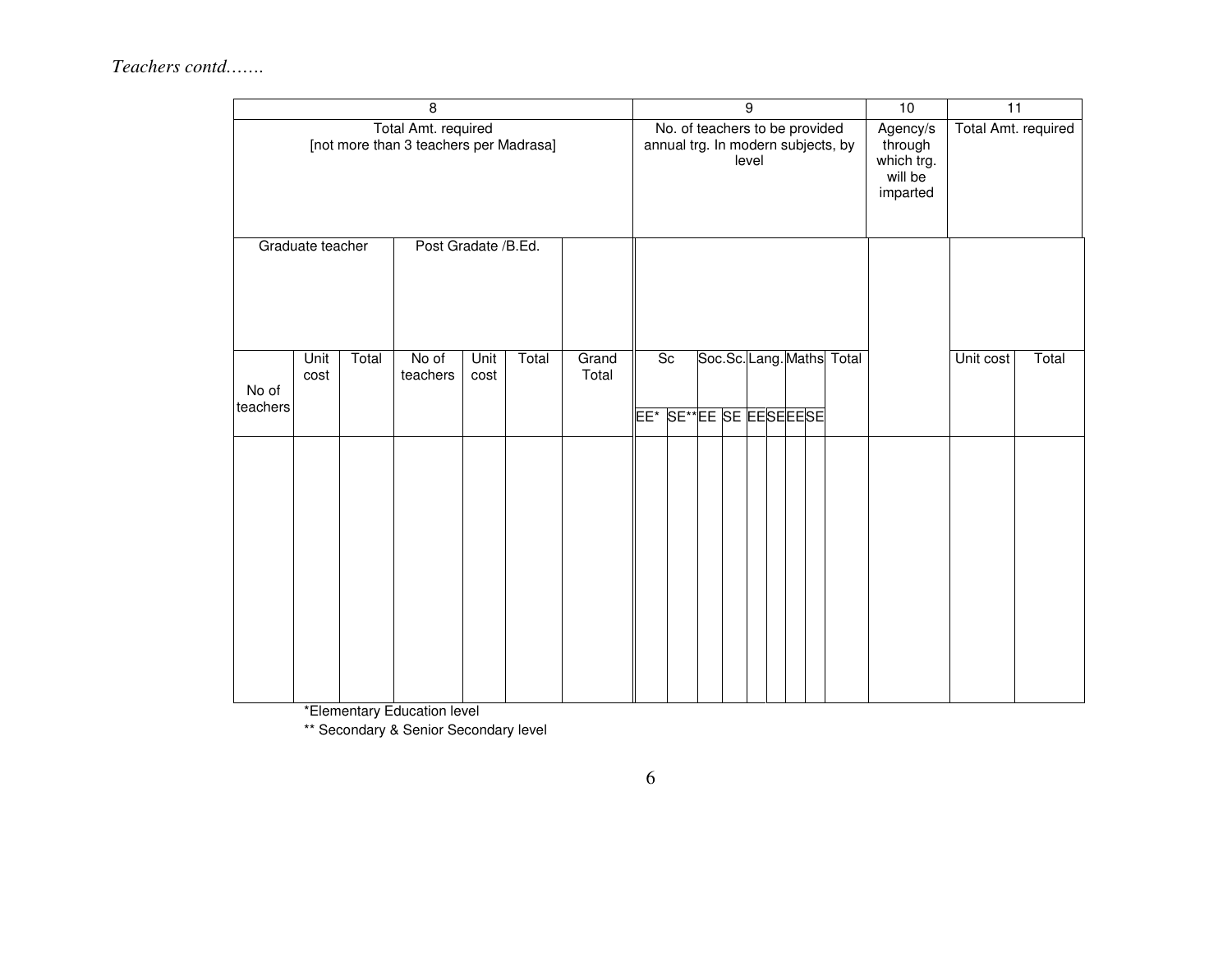*Teachers contd…….*

| 8 | | | | | | | 9 | | | | | | | | | | 10 | 11 | |
|---|---|---|---|---|---|---|---|---|---|---|---|---|---|---|---|---|---|---|---|
| Total Amt. required [not more than 3 teachers per Madrasa] | | | | | | | No. of teachers to be provided annual trg. In modern subjects, by level | | | | | | | | | | Agency/s through which trg. will be imparted | Total Amt. required | |
| Graduate teacher | | | Post Gradate /B.Ed. | | | | | | | | | | | | | | | | |
| No of teachers | Unit cost | Total | No of teachers | Unit cost | Total | Grand Total | Sc | | Soc.Sc. | | Lang. | | Maths | | Total | | | Unit cost | Total |
| | | | | | | | EE* | SE** | EE | SE | EE | SE | EE | SE | | | | | |
| | | | | | | | | | | | | | | | | | | | |

*Elementary Education level

** Secondary & Senior Secondary level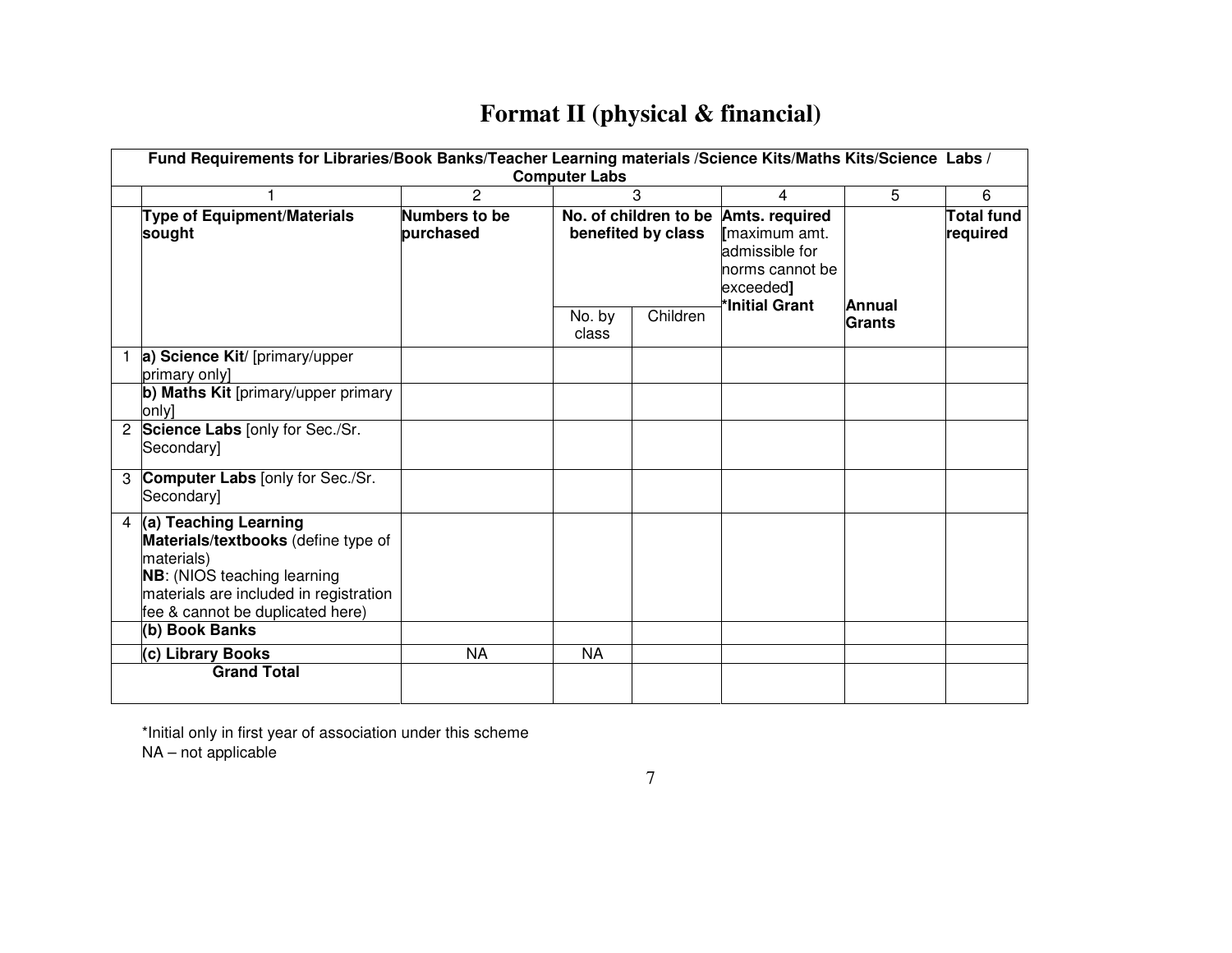# Format II (physical & financial)

| | Fund Requirements for Libraries/Book Banks/Teacher Learning materials /Science Kits/Maths Kits/Science Labs / Computer Labs | | | | | | |
|---|---|---|---|---|---|---|---|
| | 1 | 2 | 3 | | 4 | 5 | 6 |
| | **Type of Equipment/Materials sought** | **Numbers to be purchased** | **No. of children to be benefited by class** | | **Amts. required [**maximum amt. admissible for norms cannot be exceeded**]** **\*Initial Grant** | **Annual Grants** | **Total fund required** |
| | | | No. by class | Children | | | |
| 1 | **a) Science Kit**/ [primary/upper primary only] | | | | | | |
| | **b) Maths Kit** [primary/upper primary only] | | | | | | |
| 2 | **Science Labs** [only for Sec./Sr. Secondary] | | | | | | |
| 3 | **Computer Labs** [only for Sec./Sr. Secondary] | | | | | | |
| 4 | **(a) Teaching Learning Materials/textbooks** (define type of materials) **NB**: (NIOS teaching learning materials are included in registration fee & cannot be duplicated here) | | | | | | |
| | **(b) Book Banks** | | | | | | |
| | **(c) Library Books** | NA | NA | | | | |
| | **Grand Total** | | | | | | |

*Initial only in first year of association under this scheme

NA – not applicable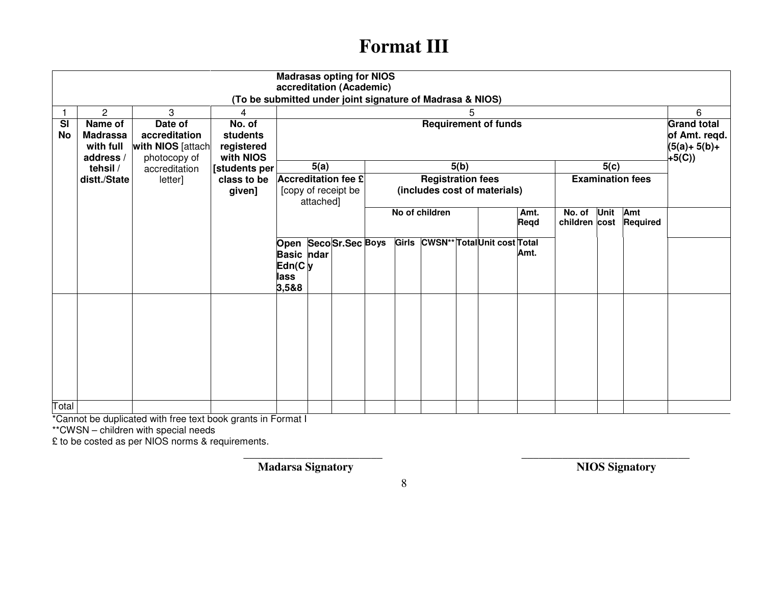# Format III

| Madrasas opting for NIOS accreditation (Academic) (To be submitted under joint signature of Madrasa & NIOS) | | | | | | | | | | | | | | | | |
|---|---|---|---|---|---|---|---|---|---|---|---|---|---|---|---|---|
| 1 | 2 | 3 | 4 | 5 | | | | | | | | | | | | 6 |
| Sl No | Name of Madrassa with full address / tehsil / distt./State | Date of accreditation with NIOS [attach photocopy of accreditation letter] | No. of students registered with NIOS [students per class to be given] | Requirement of funds | | | | | | | | | | | | Grand total of Amt. reqd. (5(a)+ 5(b)+ +5(C)) |
| | | | | 5(a) | | | 5(b) | | | | | | 5(c) | | | |
| | | | | Accreditation fee £ [copy of receipt be attached] | | | Registration fees (includes cost of materials) | | | | | | Examination fees | | | |
| | | | | | | | No of children | | | | | Amt. Reqd | No. of children | Unit cost | Amt Required | |
| | | | | Open Basic Edn(Class 3,5&8 | Secondary | Sr.Sec | Boys | Girls | CWSN** | Total | Unit cost | Total Amt. | | | | |
| | | | | | | | | | | | | | | | | |
| Total | | | | | | | | | | | | | | | | |

*Cannot be duplicated with free text book grants in Format I

**CWSN – children with special needs

£ to be costed as per NIOS norms & requirements.

\_\_\_\_\_\_\_\_\_\_\_\_\_\_\_\_\_\_\_\_\_\_\_\_\_\_
**Madarsa Signatory**

\_\_\_\_\_\_\_\_\_\_\_\_\_\_\_\_\_\_\_\_\_\_\_\_\_\_\_\_\_\_\_
**NIOS Signatory**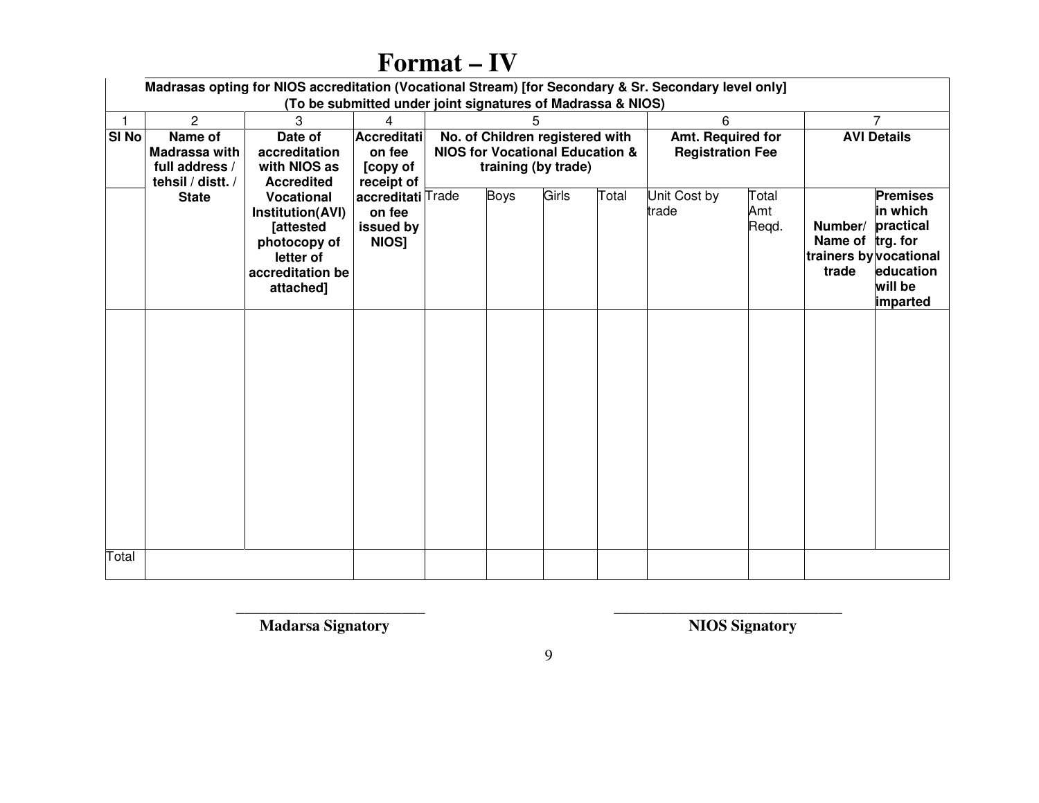# Format – IV

**Madrasas opting for NIOS accreditation (Vocational Stream) [for Secondary & Sr. Secondary level only]**
**(To be submitted under joint signatures of Madrassa & NIOS)**

| 1 | 2 | 3 | 4 | 5 | | | | 6 | | 7 | |
|---|---|---|---|---|---|---|---|---|---|---|---|
| **Sl No** | **Name of Madrassa with full address / tehsil / distt. / State** | **Date of accreditation with NIOS as Accredited Vocational Institution(AVI) [attested photocopy of letter of accreditation be attached]** | **Accreditation fee [copy of receipt of accreditation fee issued by NIOS]** | **No. of Children registered with NIOS for Vocational Education & training (by trade)** | | | | **Amt. Required for Registration Fee** | | **AVI Details** | |
| | | | | Trade | Boys | Girls | Total | Unit Cost by trade | Total Amt Reqd. | **Number/ Name of trainers by trade** | **Premises in which practical trg. for vocational education will be imparted** |
| | | | | | | | | | | | |
| Total | | | | | | | | | | | |

_________________________
**Madarsa Signatory**

_____________________________
**NIOS Signatory**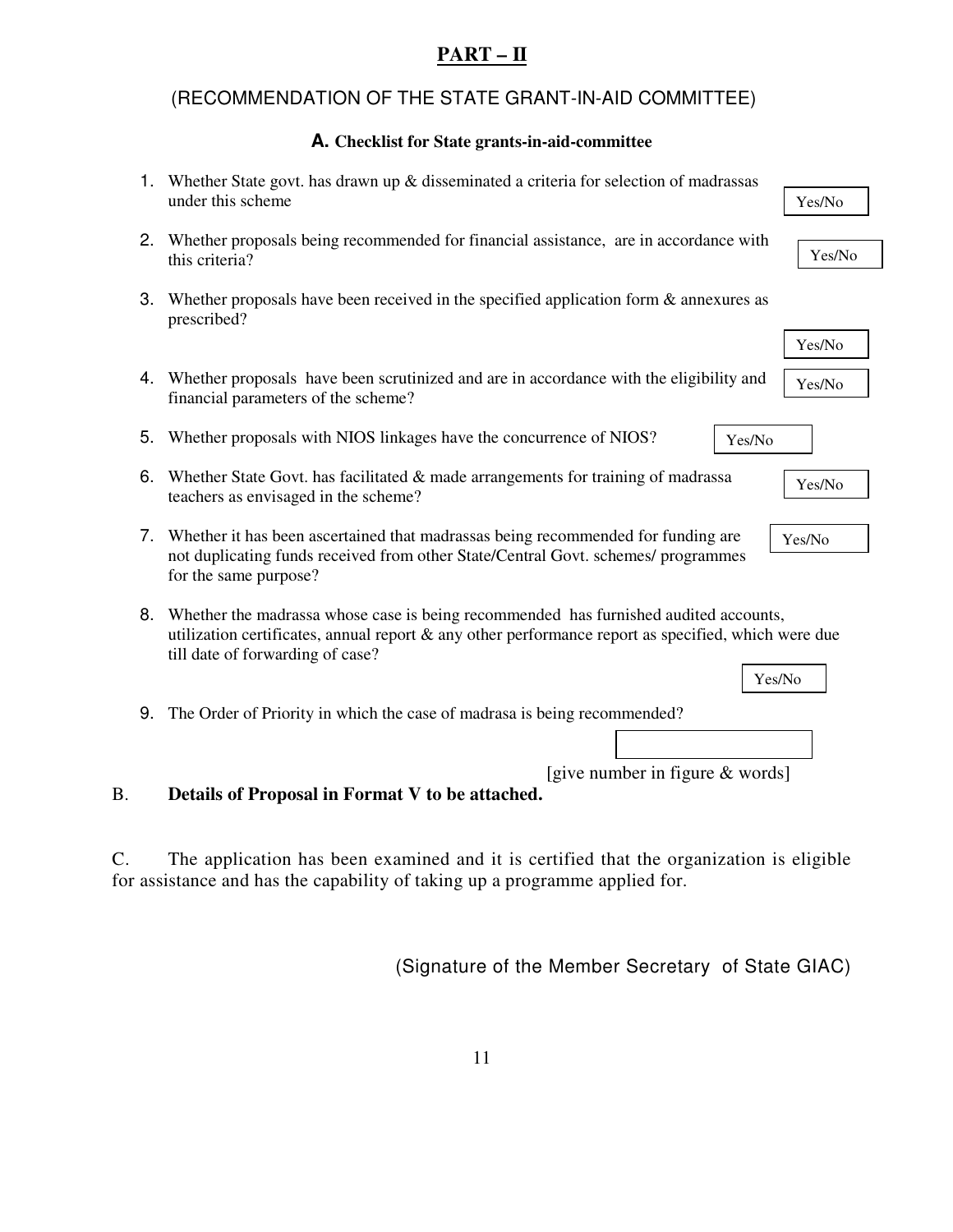## PART – II

(RECOMMENDATION OF THE STATE GRANT-IN-AID COMMITTEE)

### A. Checklist for State grants-in-aid-committee

1. Whether State govt. has drawn up & disseminated a criteria for selection of madrassas under this scheme — Yes/No

2. Whether proposals being recommended for financial assistance, are in accordance with this criteria? — Yes/No

3. Whether proposals have been received in the specified application form & annexures as prescribed? — Yes/No

4. Whether proposals have been scrutinized and are in accordance with the eligibility and financial parameters of the scheme? — Yes/No

5. Whether proposals with NIOS linkages have the concurrence of NIOS? — Yes/No

6. Whether State Govt. has facilitated & made arrangements for training of madrassa teachers as envisaged in the scheme? — Yes/No

7. Whether it has been ascertained that madrassas being recommended for funding are not duplicating funds received from other State/Central Govt. schemes/ programmes for the same purpose? — Yes/No

8. Whether the madrassa whose case is being recommended has furnished audited accounts, utilization certificates, annual report & any other performance report as specified, which were due till date of forwarding of case? — Yes/No

9. The Order of Priority in which the case of madrasa is being recommended?

   [give number in figure & words]

B. **Details of Proposal in Format V to be attached.**

C. The application has been examined and it is certified that the organization is eligible for assistance and has the capability of taking up a programme applied for.

(Signature of the Member Secretary of State GIAC)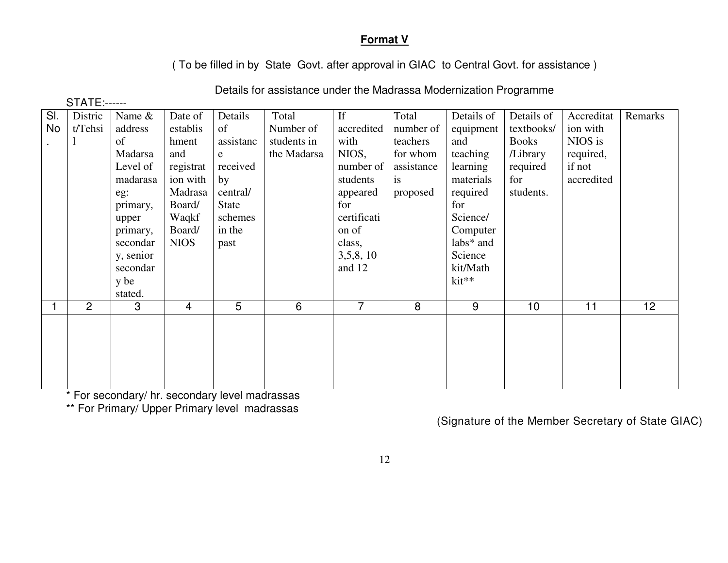**Format V**

( To be filled in by State Govt. after approval in GIAC to Central Govt. for assistance )

Details for assistance under the Madrassa Modernization Programme

STATE:------

| Sl. No. | District/Tehsil | Name & address of Madarsa Level of madarasa eg: primary, upper primary, secondary, senior secondary be stated. | Date of establishment and registration with Madrasa Board/ Waqkf Board/ NIOS | Details of assistance received by central/ State schemes in the past | Total Number of students in the Madarsa | If accredited with NIOS, number of students appeared for certification of class, 3,5,8, 10 and 12 | Total number of teachers for whom assistance is proposed | Details of equipment and teaching learning materials required for Science/ Computer labs* and Science kit/Math kit** | Details of textbooks/ Books /Library required for students. | Accreditation with NIOS is required, if not accredited | Remarks |
|---|---|---|---|---|---|---|---|---|---|---|---|
| 1 | 2 | 3 | 4 | 5 | 6 | 7 | 8 | 9 | 10 | 11 | 12 |
| | | | | | | | | | | | |

\* For secondary/ hr. secondary level madrassas

\*\* For Primary/ Upper Primary level madrassas

(Signature of the Member Secretary of State GIAC)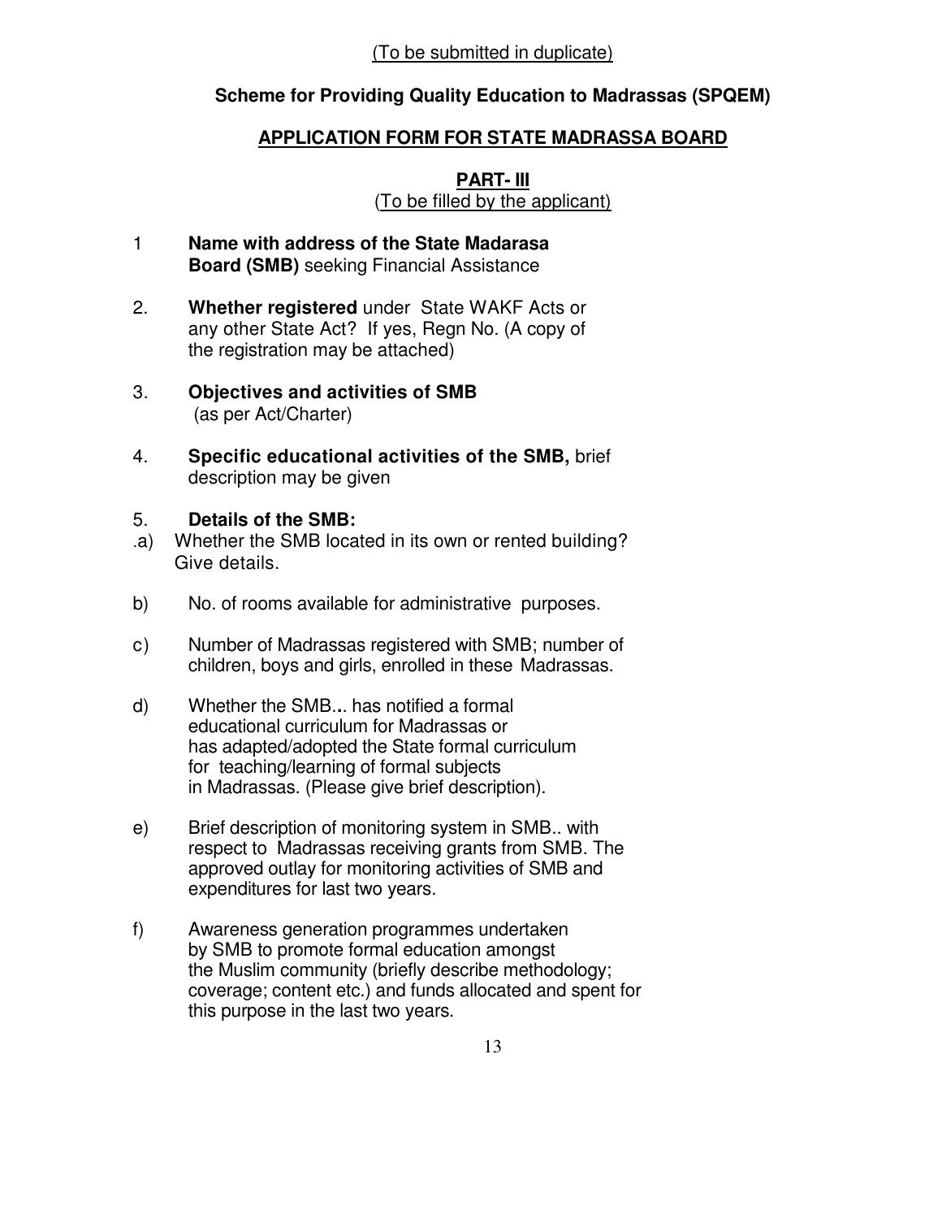(To be submitted in duplicate)

**Scheme for Providing Quality Education to Madrassas (SPQEM)**

**APPLICATION FORM FOR STATE MADRASSA BOARD**

**PART- III**

(To be filled by the applicant)

1 **Name with address of the State Madarasa Board (SMB)** seeking Financial Assistance

2. **Whether registered** under State WAKF Acts or any other State Act? If yes, Regn No. (A copy of the registration may be attached)

3. **Objectives and activities of SMB** (as per Act/Charter)

4. **Specific educational activities of the SMB,** brief description may be given

5. **Details of the SMB:**

.a) Whether the SMB located in its own or rented building? Give details.

b) No. of rooms available for administrative purposes.

c) Number of Madrassas registered with SMB; number of children, boys and girls, enrolled in these Madrassas.

d) Whether the SMB... has notified a formal educational curriculum for Madrassas or has adapted/adopted the State formal curriculum for teaching/learning of formal subjects in Madrassas. (Please give brief description).

e) Brief description of monitoring system in SMB.. with respect to Madrassas receiving grants from SMB. The approved outlay for monitoring activities of SMB and expenditures for last two years.

f) Awareness generation programmes undertaken by SMB to promote formal education amongst the Muslim community (briefly describe methodology; coverage; content etc.) and funds allocated and spent for this purpose in the last two years.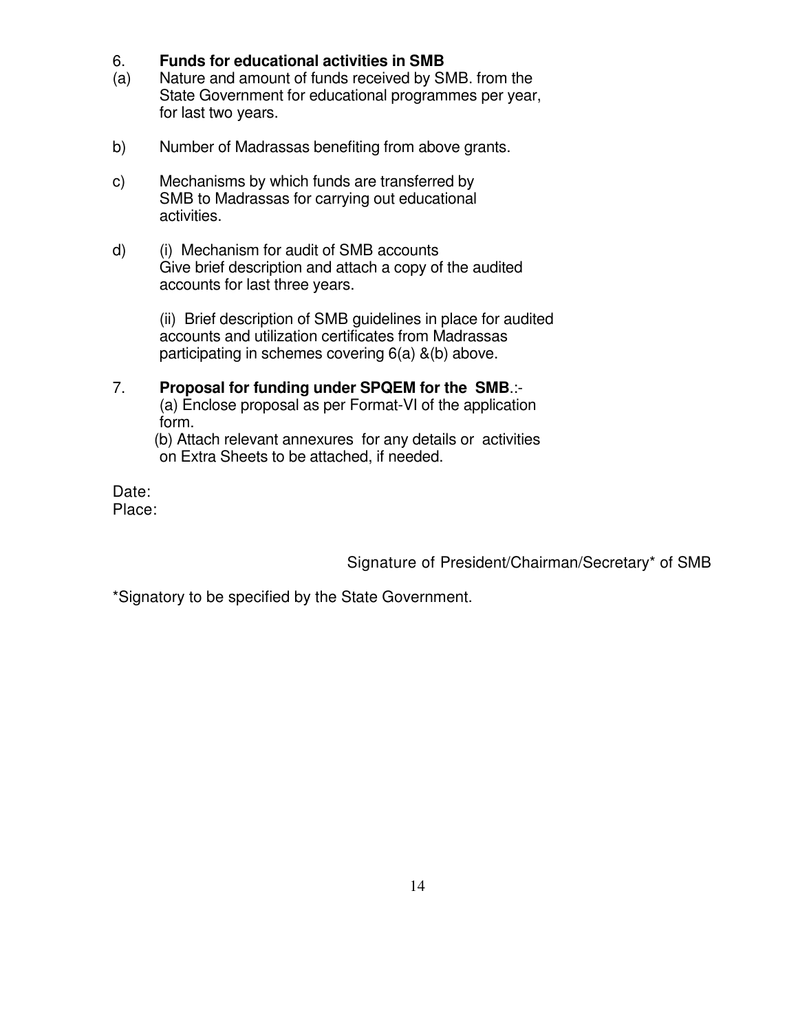6. **Funds for educational activities in SMB**

(a) Nature and amount of funds received by SMB. from the State Government for educational programmes per year, for last two years.

b) Number of Madrassas benefiting from above grants.

c) Mechanisms by which funds are transferred by SMB to Madrassas for carrying out educational activities.

d) (i) Mechanism for audit of SMB accounts
Give brief description and attach a copy of the audited accounts for last three years.

(ii) Brief description of SMB guidelines in place for audited accounts and utilization certificates from Madrassas participating in schemes covering 6(a) &(b) above.

7. **Proposal for funding under SPQEM for the SMB**.:-
(a) Enclose proposal as per Format-VI of the application form.
(b) Attach relevant annexures for any details or activities on Extra Sheets to be attached, if needed.

Date:
Place:

Signature of President/Chairman/Secretary* of SMB

*Signatory to be specified by the State Government.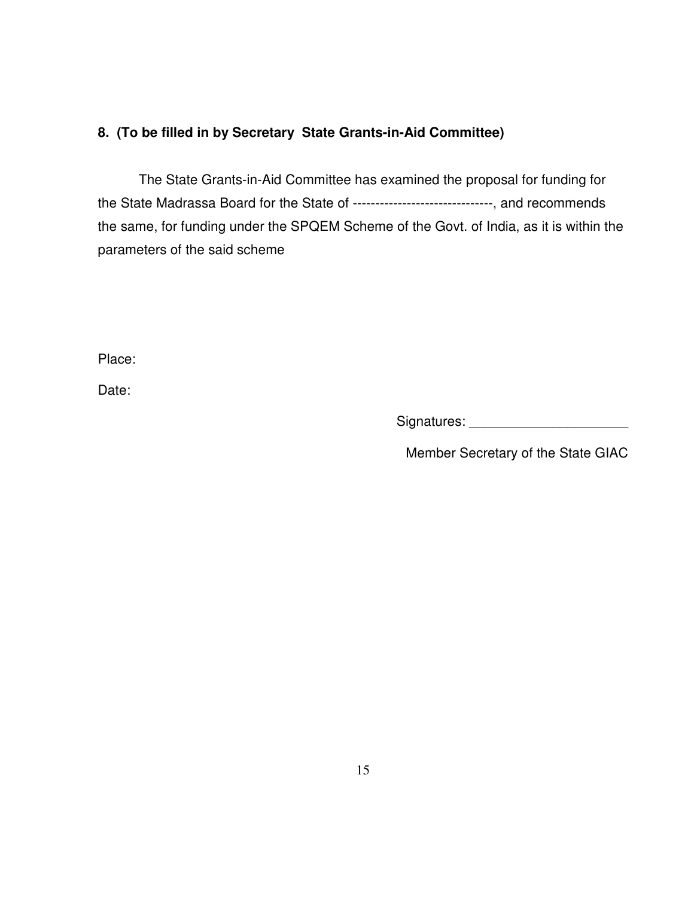**8. (To be filled in by Secretary State Grants-in-Aid Committee)**

The State Grants-in-Aid Committee has examined the proposal for funding for the State Madrassa Board for the State of ------------------------------, and recommends the same, for funding under the SPQEM Scheme of the Govt. of India, as it is within the parameters of the said scheme

Place:

Date:

Signatures: _____________________

Member Secretary of the State GIAC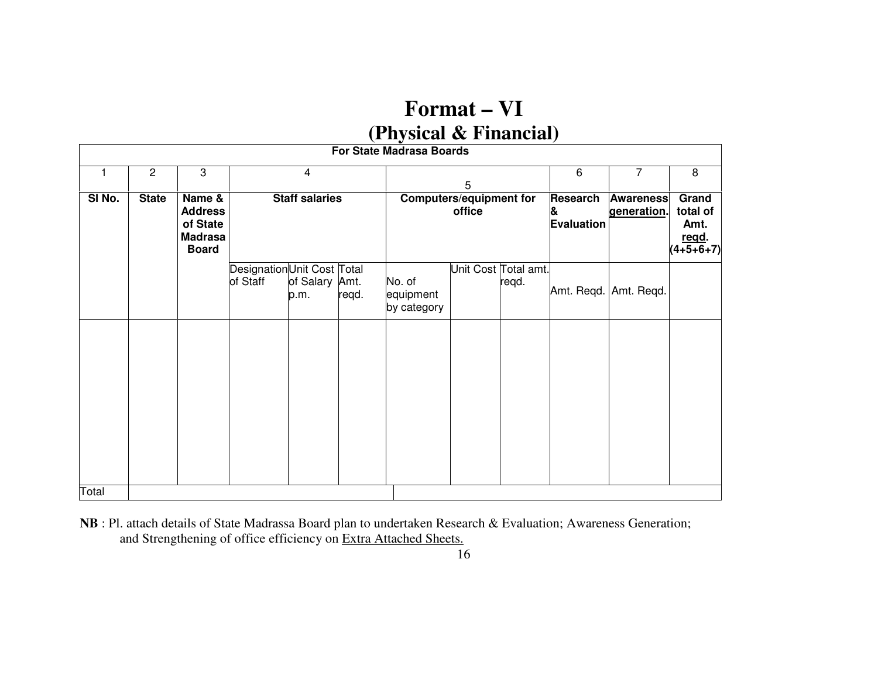# Format – VI
## (Physical & Financial)

| For State Madrasa Boards | | | | | | | | | | | | |
|---|---|---|---|---|---|---|---|---|---|---|---|---|
| 1 | 2 | 3 | 4 | | | 5 | | | 6 | 7 | 8 |
| Sl No. | State | Name & Address of State Madrasa Board | Staff salaries | | | Computers/equipment for office | | | Research & Evaluation | Awareness generation. | Grand total of Amt. reqd. (4+5+6+7) |
| | | | Designation of Staff | Unit Cost of Salary p.m. | Total Amt. reqd. | No. of equipment by category | Unit Cost | Total amt. reqd. | Amt. Reqd. | Amt. Reqd. | |
| | | | | | | | | | | | |
| Total | | | | | | | | | | | |

**NB** : Pl. attach details of State Madrassa Board plan to undertaken Research & Evaluation; Awareness Generation; and Strengthening of office efficiency on Extra Attached Sheets.